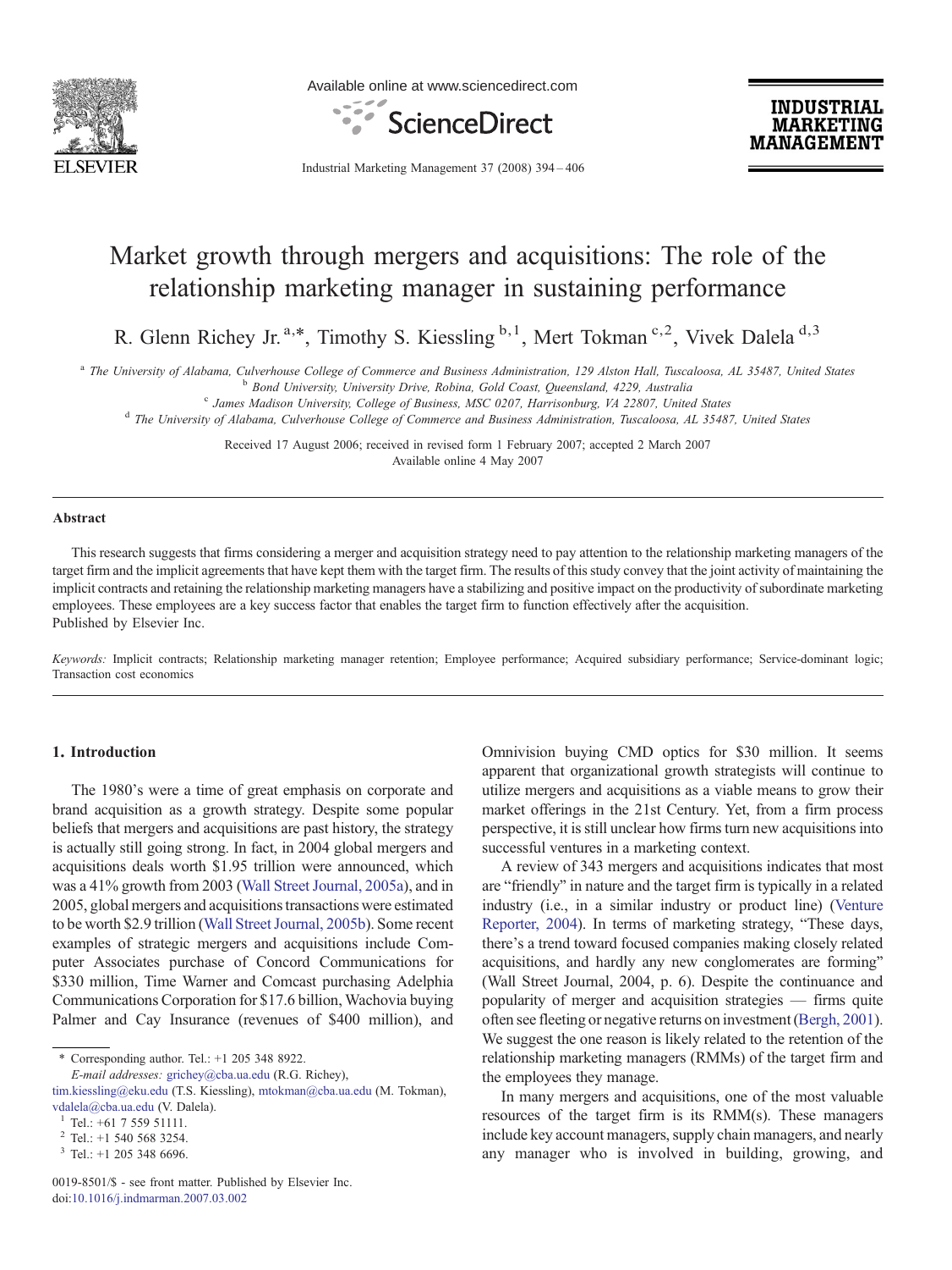# Market growth through mergers and acquisitions: The role of the relationship marketing manager in sustaining performance

R. Glenn Richey Jr.[a,*], Timothy S. Kiessling[b,1], Mert Tokman[c,2], Vivek Dalela[d,3]

[a] The University of Alabama, Culverhouse College of Commerce and Business Administration, 129 Alston Hall, Tuscaloosa, AL 35487, United States
[b] Bond University, University Drive, Robina, Gold Coast, Queensland, 4229, Australia
[c] James Madison University, College of Business, MSC 0207, Harrisonburg, VA 22807, United States
[d] The University of Alabama, Culverhouse College of Commerce and Business Administration, Tuscaloosa, AL 35487, United States

Received 17 August 2006; received in revised form 1 February 2007; accepted 2 March 2007
Available online 4 May 2007

## Abstract

This research suggests that firms considering a merger and acquisition strategy need to pay attention to the relationship marketing managers of the target firm and the implicit agreements that have kept them with the target firm. The results of this study convey that the joint activity of maintaining the implicit contracts and retaining the relationship marketing managers have a stabilizing and positive impact on the productivity of subordinate marketing employees. These employees are a key success factor that enables the target firm to function effectively after the acquisition.
Published by Elsevier Inc.

*Keywords:* Implicit contracts; Relationship marketing manager retention; Employee performance; Acquired subsidiary performance; Service-dominant logic; Transaction cost economics

## 1. Introduction

The 1980's were a time of great emphasis on corporate and brand acquisition as a growth strategy. Despite some popular beliefs that mergers and acquisitions are past history, the strategy is actually still going strong. In fact, in 2004 global mergers and acquisitions deals worth $1.95 trillion were announced, which was a 41% growth from 2003 (Wall Street Journal, 2005a), and in 2005, global mergers and acquisitions transactions were estimated to be worth $2.9 trillion (Wall Street Journal, 2005b). Some recent examples of strategic mergers and acquisitions include Computer Associates purchase of Concord Communications for $330 million, Time Warner and Comcast purchasing Adelphia Communications Corporation for $17.6 billion, Wachovia buying Palmer and Cay Insurance (revenues of $400 million), and Omnivision buying CMD optics for $30 million. It seems apparent that organizational growth strategists will continue to utilize mergers and acquisitions as a viable means to grow their market offerings in the 21st Century. Yet, from a firm process perspective, it is still unclear how firms turn new acquisitions into successful ventures in a marketing context.

A review of 343 mergers and acquisitions indicates that most are "friendly" in nature and the target firm is typically in a related industry (i.e., in a similar industry or product line) (Venture Reporter, 2004). In terms of marketing strategy, "These days, there's a trend toward focused companies making closely related acquisitions, and hardly any new conglomerates are forming" (Wall Street Journal, 2004, p. 6). Despite the continuance and popularity of merger and acquisition strategies — firms quite often see fleeting or negative returns on investment (Bergh, 2001). We suggest the one reason is likely related to the retention of the relationship marketing managers (RMMs) of the target firm and the employees they manage.

In many mergers and acquisitions, one of the most valuable resources of the target firm is its RMM(s). These managers include key account managers, supply chain managers, and nearly any manager who is involved in building, growing, and

\* Corresponding author. Tel.: +1 205 348 8922.
*E-mail addresses:* grichey@cba.ua.edu (R.G. Richey), tim.kiessling@eku.edu (T.S. Kiessling), mtokman@cba.ua.edu (M. Tokman), vdalela@cba.ua.edu (V. Dalela).
[1] Tel.: +61 7 559 51111.
[2] Tel.: +1 540 568 3254.
[3] Tel.: +1 205 348 6696.

0019-8501/$ - see front matter. Published by Elsevier Inc.
doi:10.1016/j.indmarman.2007.03.002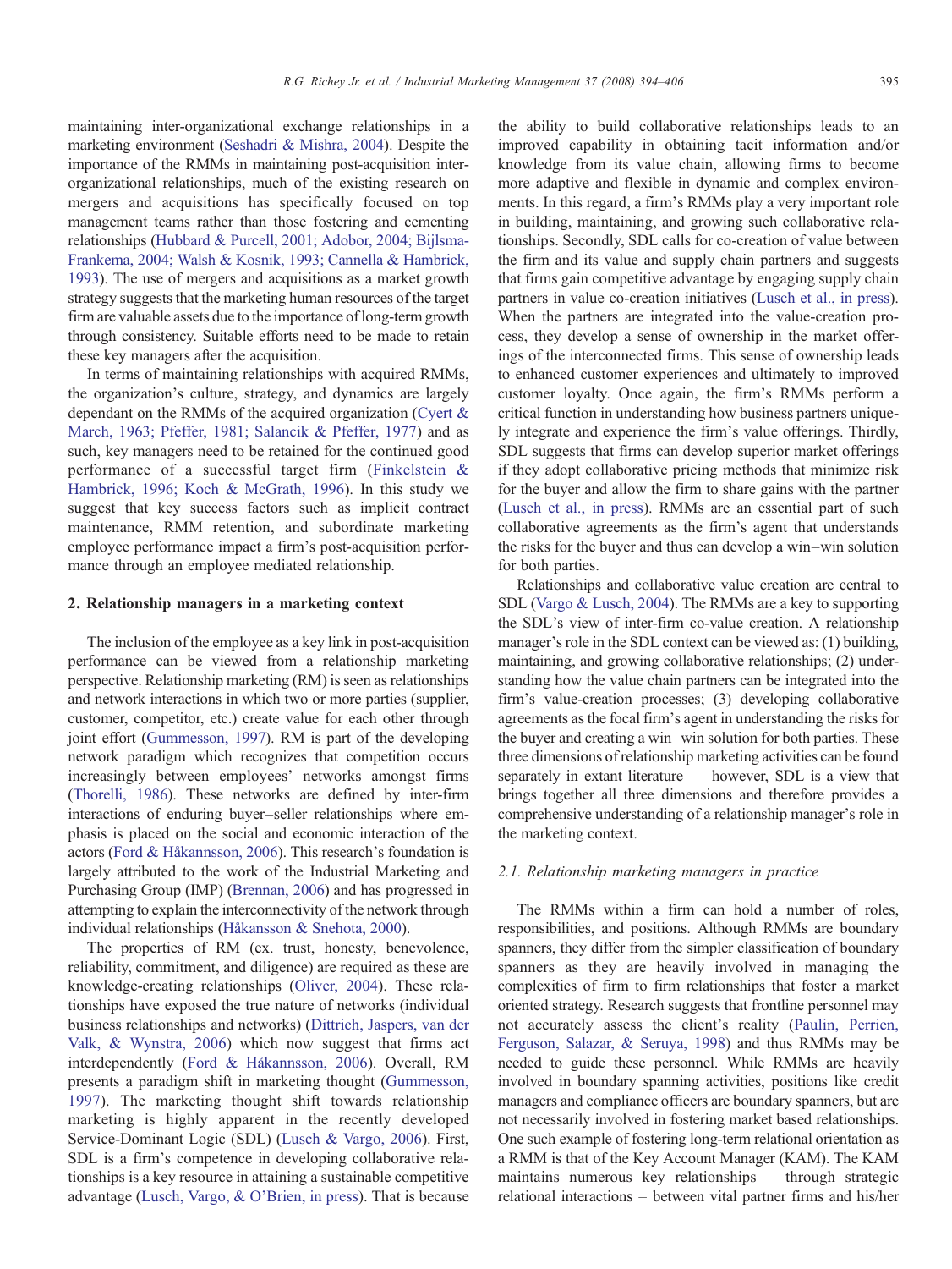maintaining inter-organizational exchange relationships in a marketing environment (Seshadri & Mishra, 2004). Despite the importance of the RMMs in maintaining post-acquisition inter-organizational relationships, much of the existing research on mergers and acquisitions has specifically focused on top management teams rather than those fostering and cementing relationships (Hubbard & Purcell, 2001; Adobor, 2004; Bijlsma-Frankema, 2004; Walsh & Kosnik, 1993; Cannella & Hambrick, 1993). The use of mergers and acquisitions as a market growth strategy suggests that the marketing human resources of the target firm are valuable assets due to the importance of long-term growth through consistency. Suitable efforts need to be made to retain these key managers after the acquisition.

In terms of maintaining relationships with acquired RMMs, the organization's culture, strategy, and dynamics are largely dependant on the RMMs of the acquired organization (Cyert & March, 1963; Pfeffer, 1981; Salancik & Pfeffer, 1977) and as such, key managers need to be retained for the continued good performance of a successful target firm (Finkelstein & Hambrick, 1996; Koch & McGrath, 1996). In this study we suggest that key success factors such as implicit contract maintenance, RMM retention, and subordinate marketing employee performance impact a firm's post-acquisition performance through an employee mediated relationship.

## 2. Relationship managers in a marketing context

The inclusion of the employee as a key link in post-acquisition performance can be viewed from a relationship marketing perspective. Relationship marketing (RM) is seen as relationships and network interactions in which two or more parties (supplier, customer, competitor, etc.) create value for each other through joint effort (Gummesson, 1997). RM is part of the developing network paradigm which recognizes that competition occurs increasingly between employees' networks amongst firms (Thorelli, 1986). These networks are defined by inter-firm interactions of enduring buyer–seller relationships where emphasis is placed on the social and economic interaction of the actors (Ford & Håkannsson, 2006). This research's foundation is largely attributed to the work of the Industrial Marketing and Purchasing Group (IMP) (Brennan, 2006) and has progressed in attempting to explain the interconnectivity of the network through individual relationships (Håkansson & Snehota, 2000).

The properties of RM (ex. trust, honesty, benevolence, reliability, commitment, and diligence) are required as these are knowledge-creating relationships (Oliver, 2004). These relationships have exposed the true nature of networks (individual business relationships and networks) (Dittrich, Jaspers, van der Valk, & Wynstra, 2006) which now suggest that firms act interdependently (Ford & Håkannsson, 2006). Overall, RM presents a paradigm shift in marketing thought (Gummesson, 1997). The marketing thought shift towards relationship marketing is highly apparent in the recently developed Service-Dominant Logic (SDL) (Lusch & Vargo, 2006). First, SDL is a firm's competence in developing collaborative relationships is a key resource in attaining a sustainable competitive advantage (Lusch, Vargo, & O'Brien, in press). That is because the ability to build collaborative relationships leads to an improved capability in obtaining tacit information and/or knowledge from its value chain, allowing firms to become more adaptive and flexible in dynamic and complex environments. In this regard, a firm's RMMs play a very important role in building, maintaining, and growing such collaborative relationships. Secondly, SDL calls for co-creation of value between the firm and its value and supply chain partners and suggests that firms gain competitive advantage by engaging supply chain partners in value co-creation initiatives (Lusch et al., in press). When the partners are integrated into the value-creation process, they develop a sense of ownership in the market offerings of the interconnected firms. This sense of ownership leads to enhanced customer experiences and ultimately to improved customer loyalty. Once again, the firm's RMMs perform a critical function in understanding how business partners uniquely integrate and experience the firm's value offerings. Thirdly, SDL suggests that firms can develop superior market offerings if they adopt collaborative pricing methods that minimize risk for the buyer and allow the firm to share gains with the partner (Lusch et al., in press). RMMs are an essential part of such collaborative agreements as the firm's agent that understands the risks for the buyer and thus can develop a win–win solution for both parties.

Relationships and collaborative value creation are central to SDL (Vargo & Lusch, 2004). The RMMs are a key to supporting the SDL's view of inter-firm co-value creation. A relationship manager's role in the SDL context can be viewed as: (1) building, maintaining, and growing collaborative relationships; (2) understanding how the value chain partners can be integrated into the firm's value-creation processes; (3) developing collaborative agreements as the focal firm's agent in understanding the risks for the buyer and creating a win–win solution for both parties. These three dimensions of relationship marketing activities can be found separately in extant literature — however, SDL is a view that brings together all three dimensions and therefore provides a comprehensive understanding of a relationship manager's role in the marketing context.

### 2.1. Relationship marketing managers in practice

The RMMs within a firm can hold a number of roles, responsibilities, and positions. Although RMMs are boundary spanners, they differ from the simpler classification of boundary spanners as they are heavily involved in managing the complexities of firm to firm relationships that foster a market oriented strategy. Research suggests that frontline personnel may not accurately assess the client's reality (Paulin, Perrien, Ferguson, Salazar, & Seruya, 1998) and thus RMMs may be needed to guide these personnel. While RMMs are heavily involved in boundary spanning activities, positions like credit managers and compliance officers are boundary spanners, but are not necessarily involved in fostering market based relationships. One such example of fostering long-term relational orientation as a RMM is that of the Key Account Manager (KAM). The KAM maintains numerous key relationships – through strategic relational interactions – between vital partner firms and his/her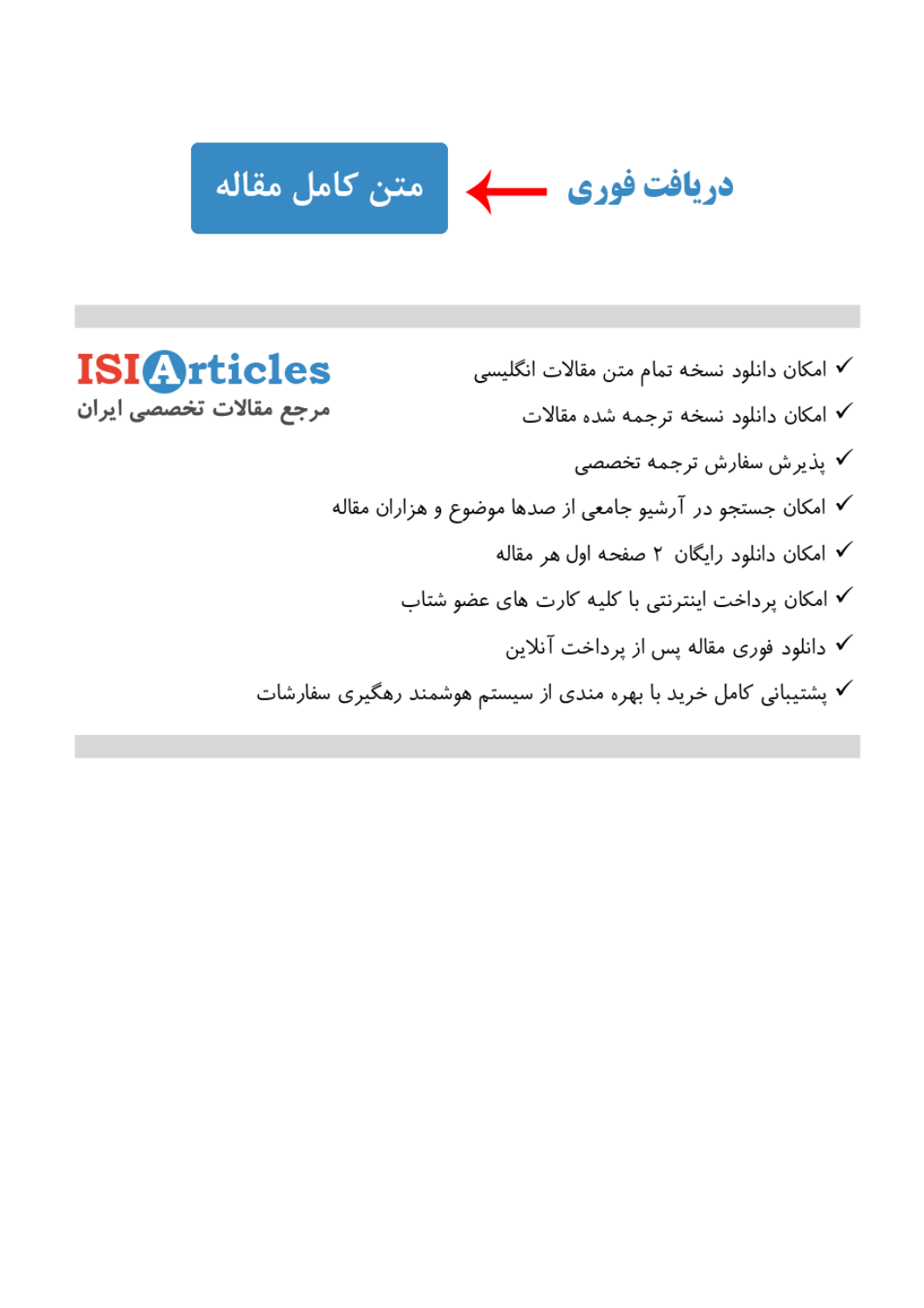دریافت فوری ← متن کامل مقاله

**ISIArticles**
مرجع مقالات تخصصی ایران

- ✓ امکان دانلود نسخه تمام متن مقالات انگلیسی
- ✓ امکان دانلود نسخه ترجمه شده مقالات
- ✓ پذیرش سفارش ترجمه تخصصی
- ✓ امکان جستجو در آرشیو جامعی از صدها موضوع و هزاران مقاله
- ✓ امکان دانلود رایگان ۲ صفحه اول هر مقاله
- ✓ امکان پرداخت اینترنتی با کلیه کارت های عضو شتاب
- ✓ دانلود فوری مقاله پس از پرداخت آنلاین
- ✓ پشتیبانی کامل خرید با بهره مندی از سیستم هوشمند رهگیری سفارشات